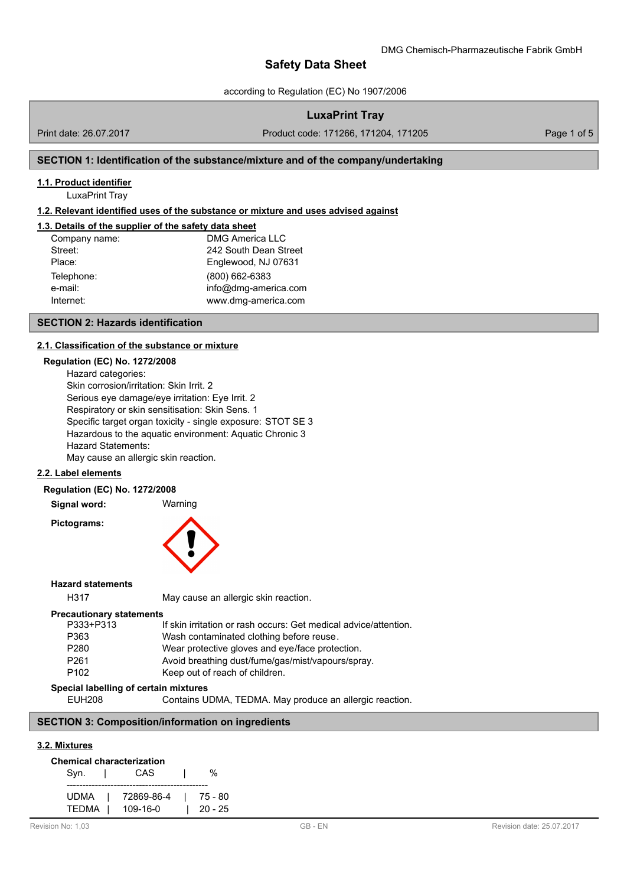DMG Chemisch-Pharmazeutische Fabrik GmbH

# Safety Data Sheet

according to Regulation (EC) No 1907/2006

**LuxaPrint Tray**

Print date: 26.07.2017 | Product code: 171266, 171204, 171205

## SECTION 1: Identification of the substance/mixture and of the company/undertaking

### 1.1. Product identifier

LuxaPrint Tray

### 1.2. Relevant identified uses of the substance or mixture and uses advised against

### 1.3. Details of the supplier of the safety data sheet

| | |
|---|---|
| Company name: | DMG America LLC |
| Street: | 242 South Dean Street |
| Place: | Englewood, NJ 07631 |
| Telephone: | (800) 662-6383 |
| e-mail: | info@dmg-america.com |
| Internet: | www.dmg-america.com |

## SECTION 2: Hazards identification

### 2.1. Classification of the substance or mixture

**Regulation (EC) No. 1272/2008**

Hazard categories:
Skin corrosion/irritation: Skin Irrit. 2
Serious eye damage/eye irritation: Eye Irrit. 2
Respiratory or skin sensitisation: Skin Sens. 1
Specific target organ toxicity - single exposure: STOT SE 3
Hazardous to the aquatic environment: Aquatic Chronic 3
Hazard Statements:
May cause an allergic skin reaction.

### 2.2. Label elements

**Regulation (EC) No. 1272/2008**

**Signal word:** Warning

**Pictograms:**

**Hazard statements**

| | |
|---|---|
| H317 | May cause an allergic skin reaction. |

**Precautionary statements**

| | |
|---|---|
| P333+P313 | If skin irritation or rash occurs: Get medical advice/attention. |
| P363 | Wash contaminated clothing before reuse. |
| P280 | Wear protective gloves and eye/face protection. |
| P261 | Avoid breathing dust/fume/gas/mist/vapours/spray. |
| P102 | Keep out of reach of children. |

**Special labelling of certain mixtures**

| | |
|---|---|
| EUH208 | Contains UDMA, TEDMA. May produce an allergic reaction. |

## SECTION 3: Composition/information on ingredients

### 3.2. Mixtures

**Chemical characterization**

| Syn. | CAS | % |
|---|---|---|
| UDMA | 72869-86-4 | 75 - 80 |
| TEDMA | 109-16-0 | 20 - 25 |

Revision No: 1,03 | GB - EN | Revision date: 25.07.2017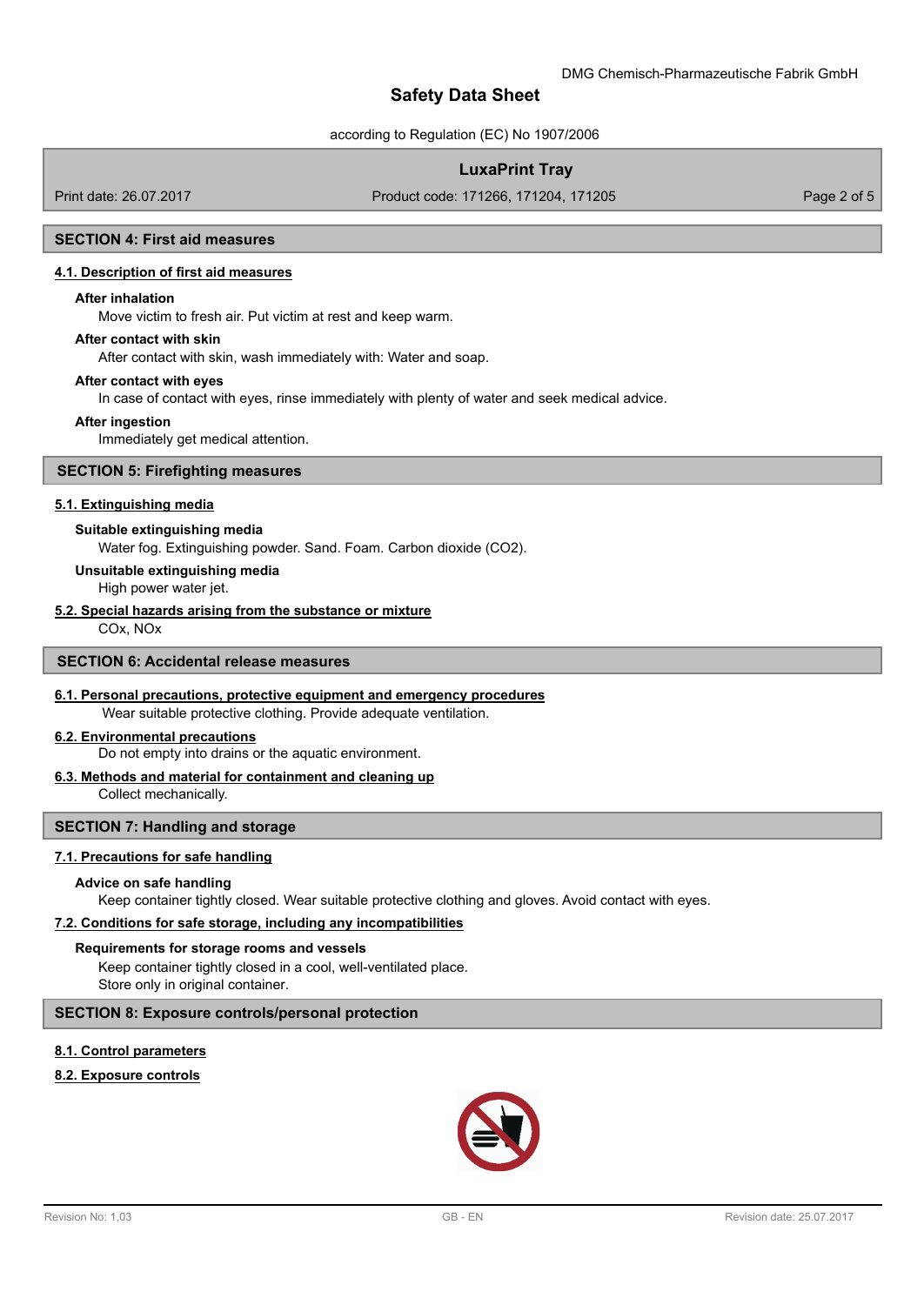## SECTION 4: First aid measures

### 4.1. Description of first aid measures

**After inhalation**

Move victim to fresh air. Put victim at rest and keep warm.

**After contact with skin**

After contact with skin, wash immediately with: Water and soap.

**After contact with eyes**

In case of contact with eyes, rinse immediately with plenty of water and seek medical advice.

**After ingestion**

Immediately get medical attention.

## SECTION 5: Firefighting measures

### 5.1. Extinguishing media

**Suitable extinguishing media**

Water fog. Extinguishing powder. Sand. Foam. Carbon dioxide ($CO_2$).

**Unsuitable extinguishing media**

High power water jet.

### 5.2. Special hazards arising from the substance or mixture

COx, NOx

## SECTION 6: Accidental release measures

### 6.1. Personal precautions, protective equipment and emergency procedures

Wear suitable protective clothing. Provide adequate ventilation.

### 6.2. Environmental precautions

Do not empty into drains or the aquatic environment.

### 6.3. Methods and material for containment and cleaning up

Collect mechanically.

## SECTION 7: Handling and storage

### 7.1. Precautions for safe handling

**Advice on safe handling**

Keep container tightly closed. Wear suitable protective clothing and gloves. Avoid contact with eyes.

### 7.2. Conditions for safe storage, including any incompatibilities

**Requirements for storage rooms and vessels**

Keep container tightly closed in a cool, well-ventilated place.
Store only in original container.

## SECTION 8: Exposure controls/personal protection

### 8.1. Control parameters

### 8.2. Exposure controls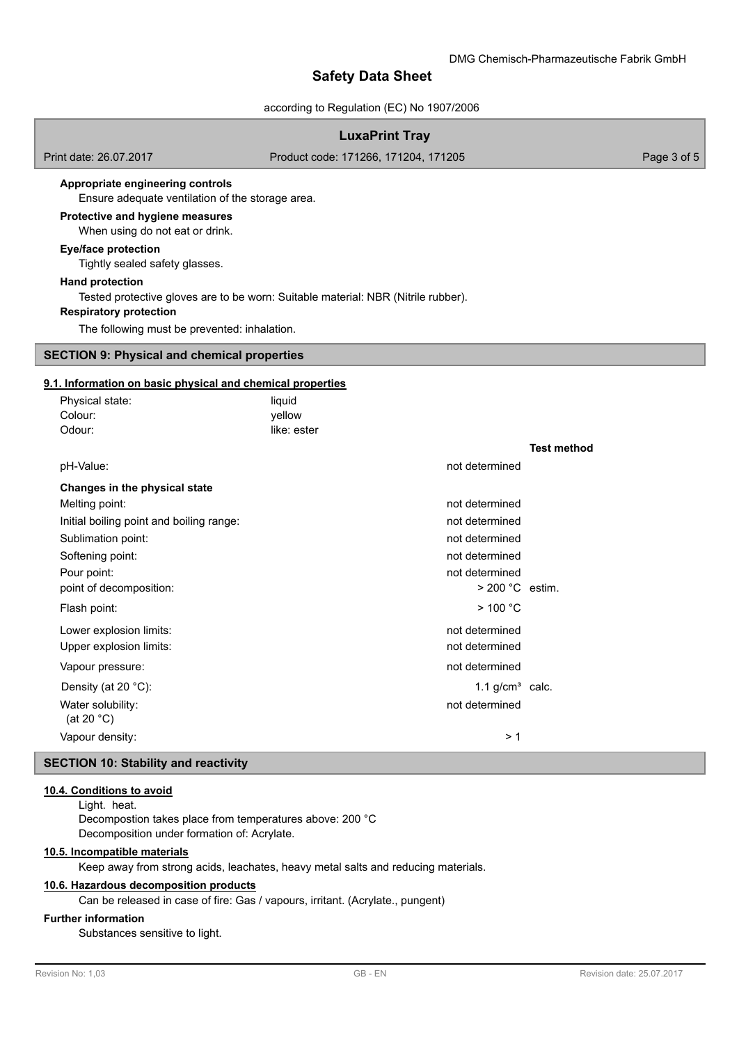**Appropriate engineering controls**

Ensure adequate ventilation of the storage area.

**Protective and hygiene measures**

When using do not eat or drink.

**Eye/face protection**

Tightly sealed safety glasses.

**Hand protection**

Tested protective gloves are to be worn: Suitable material: NBR (Nitrile rubber).

**Respiratory protection**

The following must be prevented: inhalation.

## SECTION 9: Physical and chemical properties

### 9.1. Information on basic physical and chemical properties

| | | |
|---|---|---|
| Physical state: | liquid | |
| Colour: | yellow | |
| Odour: | like: ester | |
| | | **Test method** |
| pH-Value: | not determined | |
| **Changes in the physical state** | | |
| Melting point: | not determined | |
| Initial boiling point and boiling range: | not determined | |
| Sublimation point: | not determined | |
| Softening point: | not determined | |
| Pour point: | not determined | |
| point of decomposition: | > 200 °C | estim. |
| Flash point: | > 100 °C | |
| Lower explosion limits: | not determined | |
| Upper explosion limits: | not determined | |
| Vapour pressure: | not determined | |
| Density (at 20 °C): | 1.1 g/cm³ | calc. |
| Water solubility: (at 20 °C) | not determined | |
| Vapour density: | > 1 | |

## SECTION 10: Stability and reactivity

### 10.4. Conditions to avoid

Light. heat.
Decompostion takes place from temperatures above: 200 °C
Decomposition under formation of: Acrylate.

### 10.5. Incompatible materials

Keep away from strong acids, leachates, heavy metal salts and reducing materials.

### 10.6. Hazardous decomposition products

Can be released in case of fire: Gas / vapours, irritant. (Acrylate., pungent)

**Further information**

Substances sensitive to light.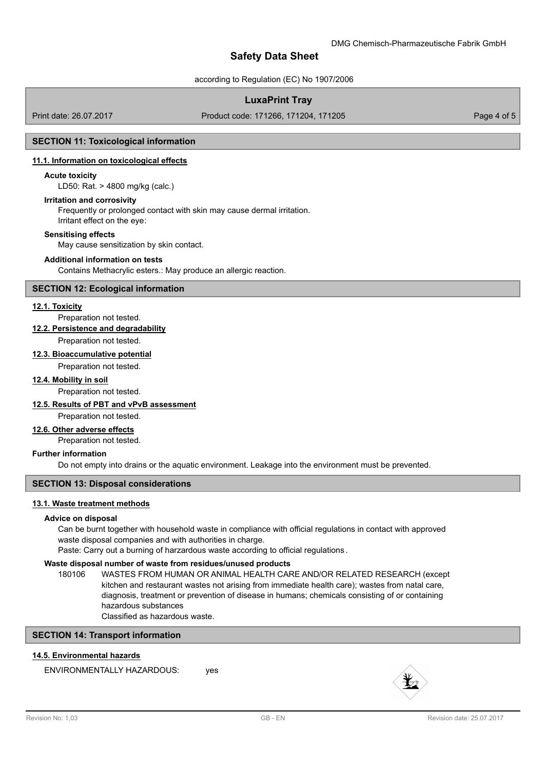## SECTION 11: Toxicological information

### 11.1. Information on toxicological effects

**Acute toxicity**

LD50: Rat. > 4800 mg/kg (calc.)

**Irritation and corrosivity**

Frequently or prolonged contact with skin may cause dermal irritation.
Irritant effect on the eye:

**Sensitising effects**

May cause sensitization by skin contact.

**Additional information on tests**

Contains Methacrylic esters.: May produce an allergic reaction.

## SECTION 12: Ecological information

### 12.1. Toxicity

Preparation not tested.

### 12.2. Persistence and degradability

Preparation not tested.

### 12.3. Bioaccumulative potential

Preparation not tested.

### 12.4. Mobility in soil

Preparation not tested.

### 12.5. Results of PBT and vPvB assessment

Preparation not tested.

### 12.6. Other adverse effects

Preparation not tested.

**Further information**

Do not empty into drains or the aquatic environment. Leakage into the environment must be prevented.

## SECTION 13: Disposal considerations

### 13.1. Waste treatment methods

**Advice on disposal**

Can be burnt together with household waste in compliance with official regulations in contact with approved waste disposal companies and with authorities in charge.
Paste: Carry out a burning of harzardous waste according to official regulations.

**Waste disposal number of waste from residues/unused products**

180106 WASTES FROM HUMAN OR ANIMAL HEALTH CARE AND/OR RELATED RESEARCH (except kitchen and restaurant wastes not arising from immediate health care); wastes from natal care, diagnosis, treatment or prevention of disease in humans; chemicals consisting of or containing hazardous substances
Classified as hazardous waste.

## SECTION 14: Transport information

### 14.5. Environmental hazards

ENVIRONMENTALLY HAZARDOUS: yes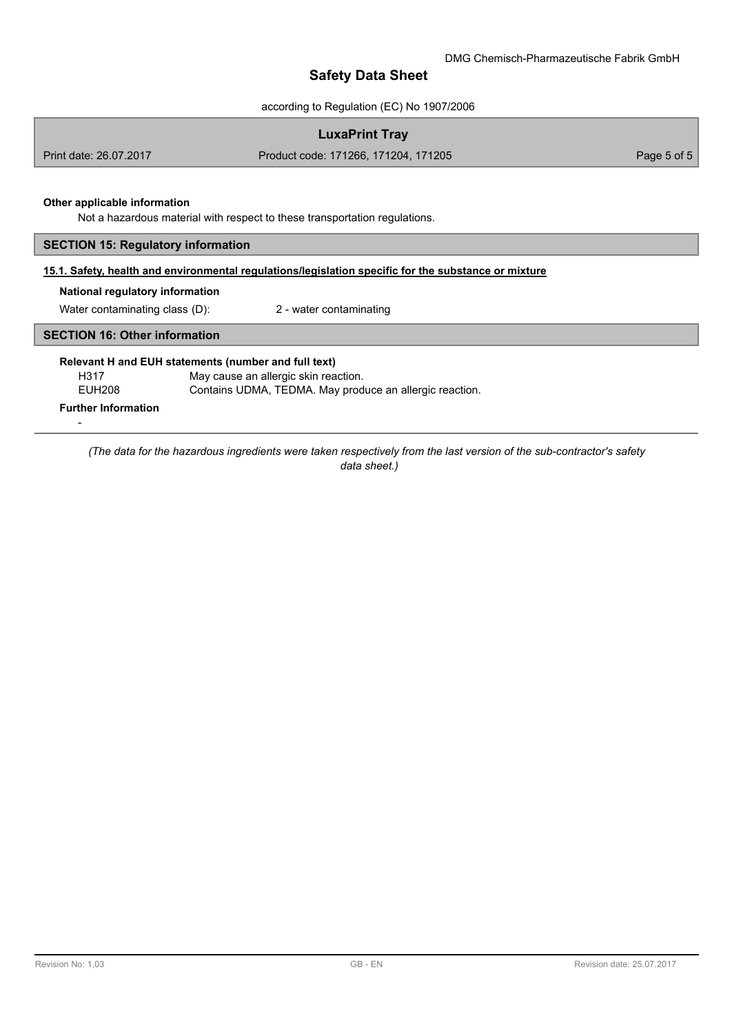**Other applicable information**

Not a hazardous material with respect to these transportation regulations.

## SECTION 15: Regulatory information

**15.1. Safety, health and environmental regulations/legislation specific for the substance or mixture**

**National regulatory information**

Water contaminating class (D): 2 - water contaminating

## SECTION 16: Other information

**Relevant H and EUH statements (number and full text)**

| | |
|---|---|
| H317 | May cause an allergic skin reaction. |
| EUH208 | Contains UDMA, TEDMA. May produce an allergic reaction. |

**Further Information**

-

---

*(The data for the hazardous ingredients were taken respectively from the last version of the sub-contractor's safety data sheet.)*